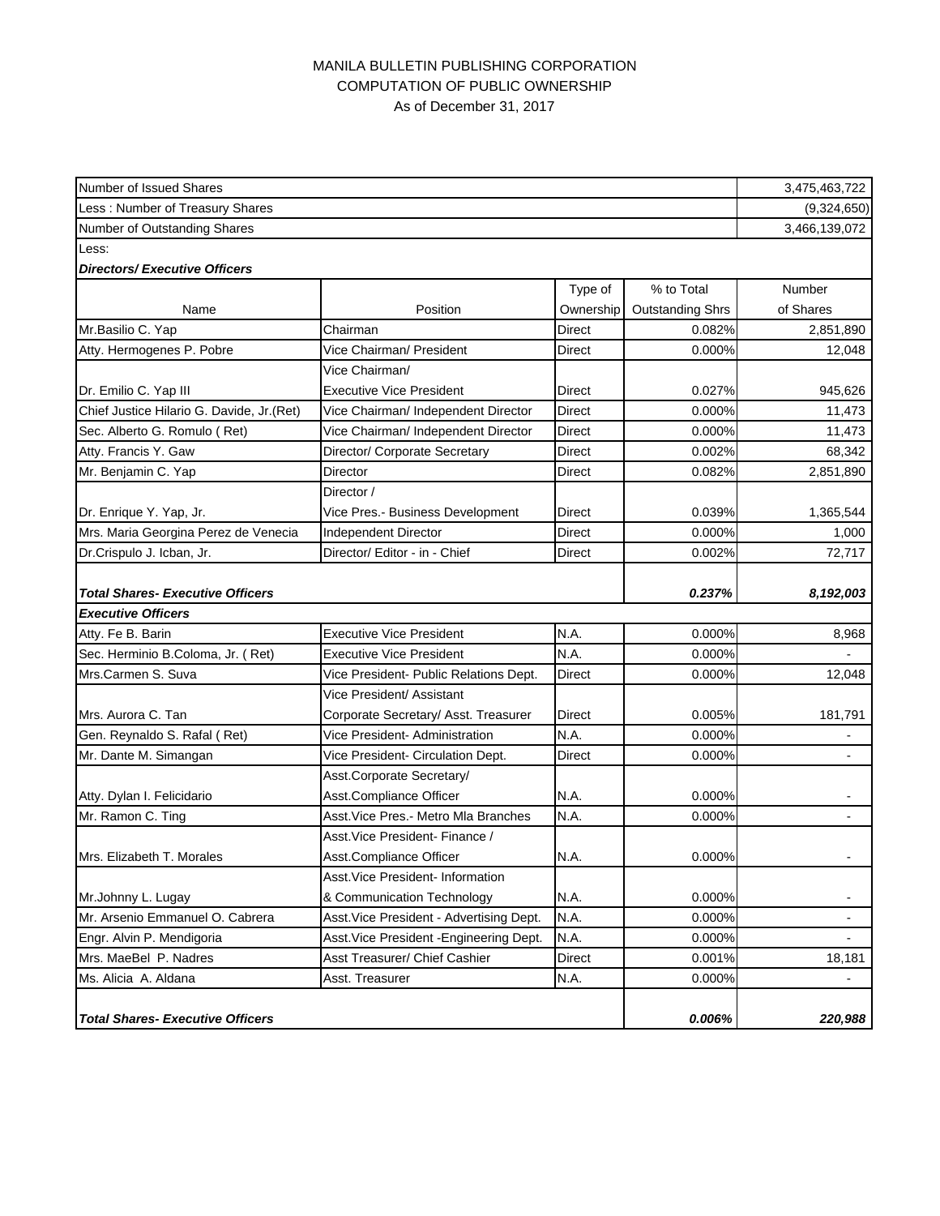# MANILA BULLETIN PUBLISHING CORPORATION

## COMPUTATION OF PUBLIC OWNERSHIP

### As of December 31, 2017

| | | | | |
|---|---|---|---|---|
| Number of Issued Shares | | | | 3,475,463,722 |
| Less : Number of Treasury Shares | | | | (9,324,650) |
| Number of Outstanding Shares | | | | 3,466,139,072 |
| Less: | | | | |
| ***Directors/ Executive Officers*** | | | | |
| Name | Position | Type of Ownership | % to Total Outstanding Shrs | Number of Shares |
| Mr.Basilio C. Yap | Chairman | Direct | 0.082% | 2,851,890 |
| Atty. Hermogenes P. Pobre | Vice Chairman/ President | Direct | 0.000% | 12,048 |
| Dr. Emilio C. Yap III | Vice Chairman/ Executive Vice President | Direct | 0.027% | 945,626 |
| Chief Justice Hilario G. Davide, Jr.(Ret) | Vice Chairman/ Independent Director | Direct | 0.000% | 11,473 |
| Sec. Alberto G. Romulo ( Ret) | Vice Chairman/ Independent Director | Direct | 0.000% | 11,473 |
| Atty. Francis Y. Gaw | Director/ Corporate Secretary | Direct | 0.002% | 68,342 |
| Mr. Benjamin C. Yap | Director | Direct | 0.082% | 2,851,890 |
| Dr. Enrique Y. Yap, Jr. | Director / Vice Pres.- Business Development | Direct | 0.039% | 1,365,544 |
| Mrs. Maria Georgina Perez de Venecia | Independent Director | Direct | 0.000% | 1,000 |
| Dr.Crispulo J. Icban, Jr. | Director/ Editor - in - Chief | Direct | 0.002% | 72,717 |
| ***Total Shares- Executive Officers*** | | | ***0.237%*** | ***8,192,003*** |
| ***Executive Officers*** | | | | |
| Atty. Fe B. Barin | Executive Vice President | N.A. | 0.000% | 8,968 |
| Sec. Herminio B.Coloma, Jr. ( Ret) | Executive Vice President | N.A. | 0.000% | - |
| Mrs.Carmen S. Suva | Vice President- Public Relations Dept. | Direct | 0.000% | 12,048 |
| Mrs. Aurora C. Tan | Vice President/ Assistant Corporate Secretary/ Asst. Treasurer | Direct | 0.005% | 181,791 |
| Gen. Reynaldo S. Rafal ( Ret) | Vice President- Administration | N.A. | 0.000% | - |
| Mr. Dante M. Simangan | Vice President- Circulation Dept. | Direct | 0.000% | - |
| Atty. Dylan I. Felicidario | Asst.Corporate Secretary/ Asst.Compliance Officer | N.A. | 0.000% | - |
| Mr. Ramon C. Ting | Asst.Vice Pres.- Metro Mla Branches | N.A. | 0.000% | - |
| Mrs. Elizabeth T. Morales | Asst.Vice President- Finance / Asst.Compliance Officer | N.A. | 0.000% | - |
| Mr.Johnny L. Lugay | Asst.Vice President- Information & Communication Technology | N.A. | 0.000% | - |
| Mr. Arsenio Emmanuel O. Cabrera | Asst.Vice President - Advertising Dept. | N.A. | 0.000% | - |
| Engr. Alvin P. Mendigoria | Asst.Vice President -Engineering Dept. | N.A. | 0.000% | - |
| Mrs. MaeBel P. Nadres | Asst Treasurer/ Chief Cashier | Direct | 0.001% | 18,181 |
| Ms. Alicia A. Aldana | Asst. Treasurer | N.A. | 0.000% | - |
| ***Total Shares- Executive Officers*** | | | ***0.006%*** | ***220,988*** |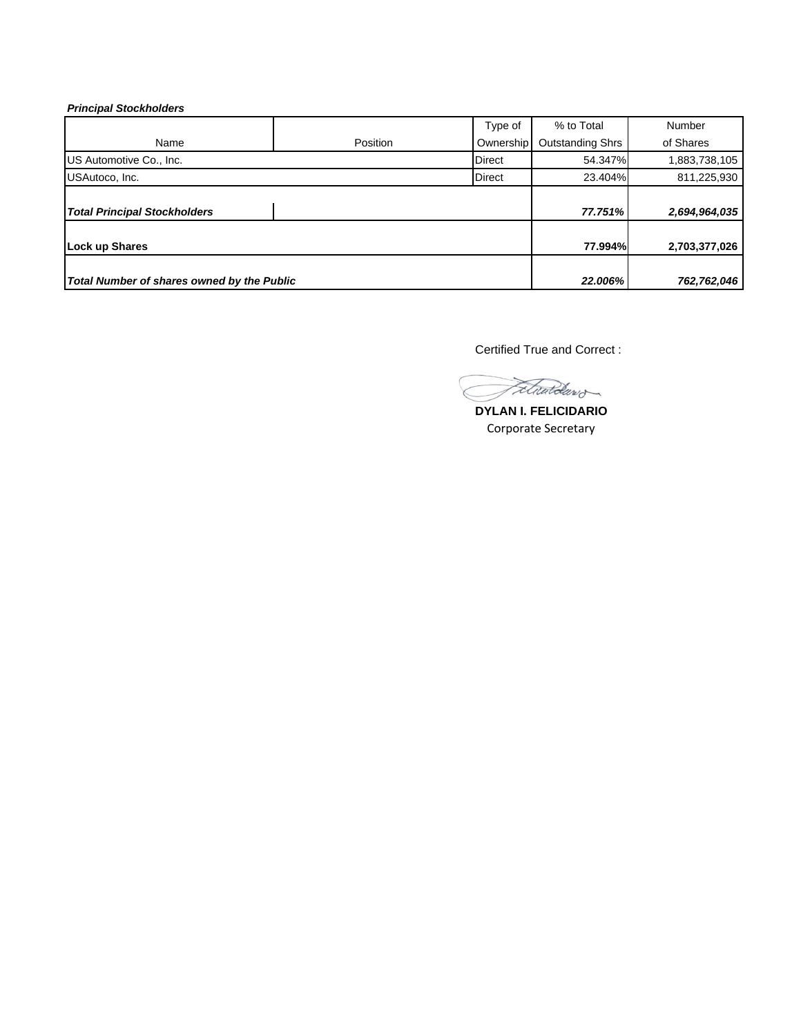***Principal Stockholders***

| Name | Position | Type of Ownership | % to Total Outstanding Shrs | Number of Shares |
|---|---|---|---|---|
| US Automotive Co., Inc. | | Direct | 54.347% | 1,883,738,105 |
| USAutoco, Inc. | | Direct | 23.404% | 811,225,930 |
| ***Total Principal Stockholders*** | | | ***77.751%*** | ***2,694,964,035*** |
| **Lock up Shares** | | | **77.994%** | **2,703,377,026** |
| ***Total Number of shares owned by the Public*** | | | ***22.006%*** | ***762,762,046*** |

Certified True and Correct :

**DYLAN I. FELICIDARIO**
Corporate Secretary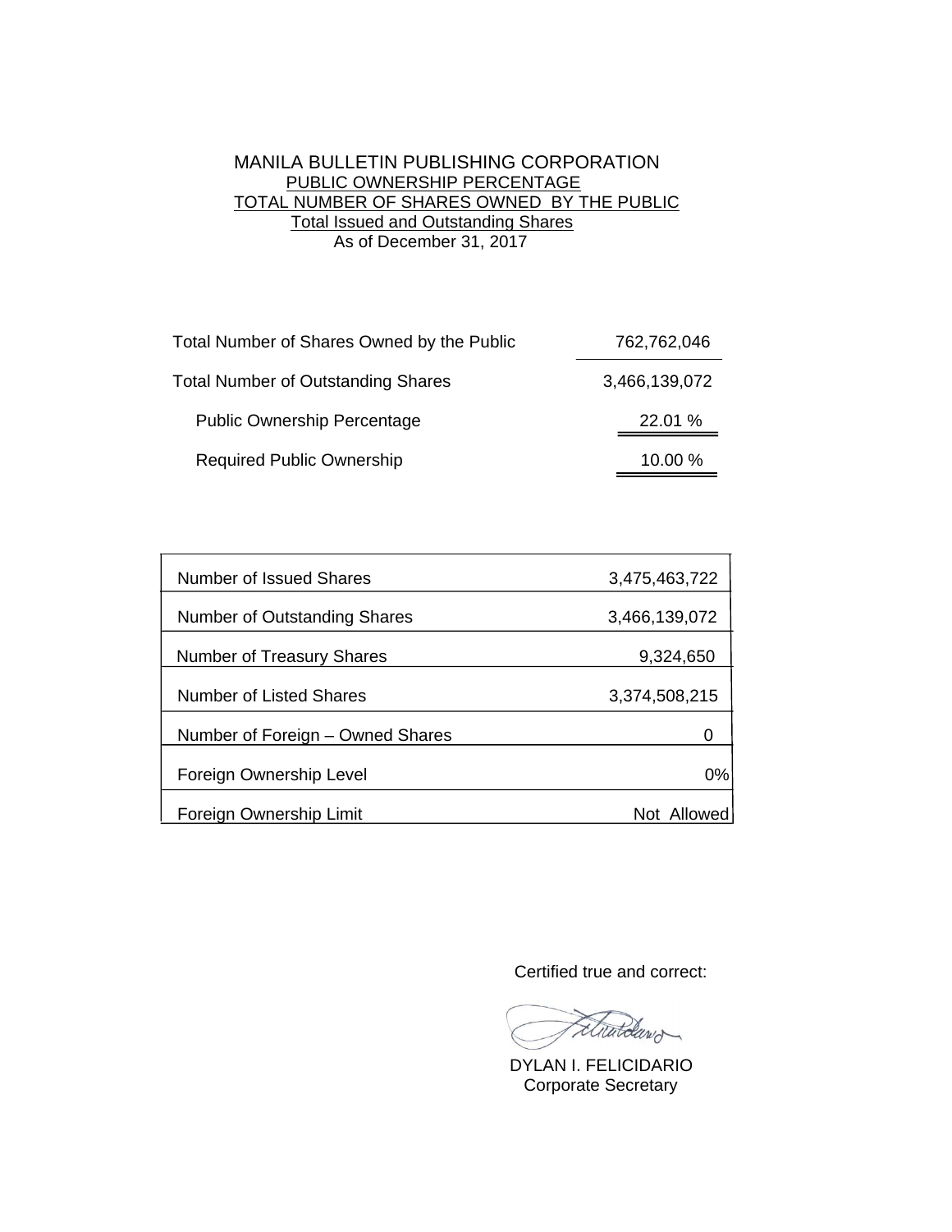MANILA BULLETIN PUBLISHING CORPORATION

PUBLIC OWNERSHIP PERCENTAGE

TOTAL NUMBER OF SHARES OWNED BY THE PUBLIC

Total Issued and Outstanding Shares

As of December 31, 2017

| | |
|---|---|
| Total Number of Shares Owned by the Public | 762,762,046 |
| Total Number of Outstanding Shares | 3,466,139,072 |
| Public Ownership Percentage | 22.01 % |
| Required Public Ownership | 10.00 % |

| | |
|---|---|
| Number of Issued Shares | 3,475,463,722 |
| Number of Outstanding Shares | 3,466,139,072 |
| Number of Treasury Shares | 9,324,650 |
| Number of Listed Shares | 3,374,508,215 |
| Number of Foreign – Owned Shares | 0 |
| Foreign Ownership Level | 0% |
| Foreign Ownership Limit | Not Allowed |

Certified true and correct:

DYLAN I. FELICIDARIO

Corporate Secretary